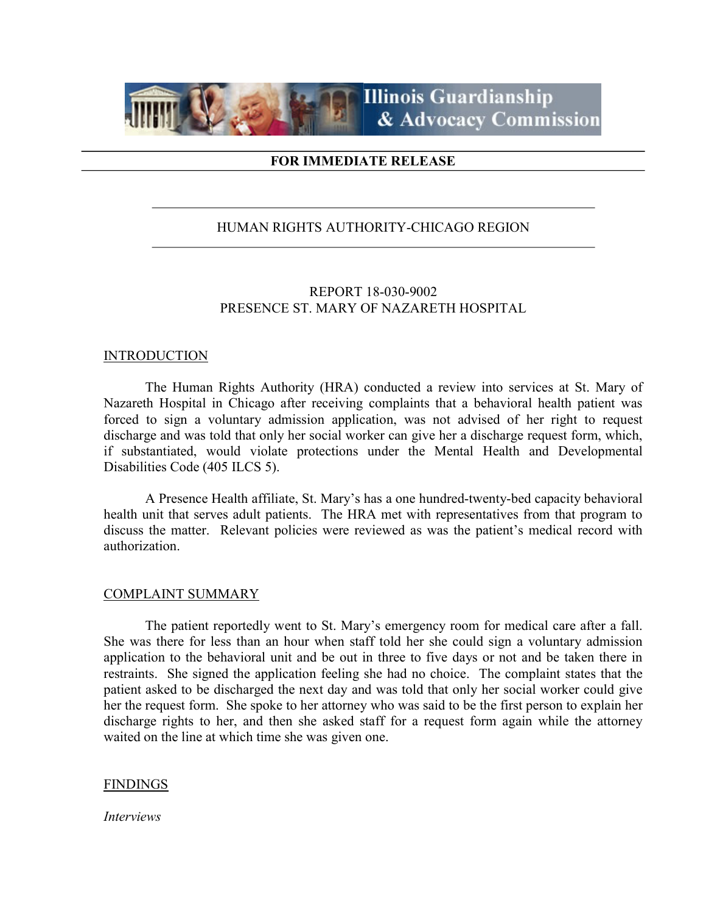Illinois Guardianship & Advocacy Commission

**FOR IMMEDIATE RELEASE**

HUMAN RIGHTS AUTHORITY-CHICAGO REGION

REPORT 18-030-9002
PRESENCE ST. MARY OF NAZARETH HOSPITAL

## INTRODUCTION

The Human Rights Authority (HRA) conducted a review into services at St. Mary of Nazareth Hospital in Chicago after receiving complaints that a behavioral health patient was forced to sign a voluntary admission application, was not advised of her right to request discharge and was told that only her social worker can give her a discharge request form, which, if substantiated, would violate protections under the Mental Health and Developmental Disabilities Code (405 ILCS 5).

A Presence Health affiliate, St. Mary's has a one hundred-twenty-bed capacity behavioral health unit that serves adult patients. The HRA met with representatives from that program to discuss the matter. Relevant policies were reviewed as was the patient's medical record with authorization.

## COMPLAINT SUMMARY

The patient reportedly went to St. Mary's emergency room for medical care after a fall. She was there for less than an hour when staff told her she could sign a voluntary admission application to the behavioral unit and be out in three to five days or not and be taken there in restraints. She signed the application feeling she had no choice. The complaint states that the patient asked to be discharged the next day and was told that only her social worker could give her the request form. She spoke to her attorney who was said to be the first person to explain her discharge rights to her, and then she asked staff for a request form again while the attorney waited on the line at which time she was given one.

## FINDINGS

*Interviews*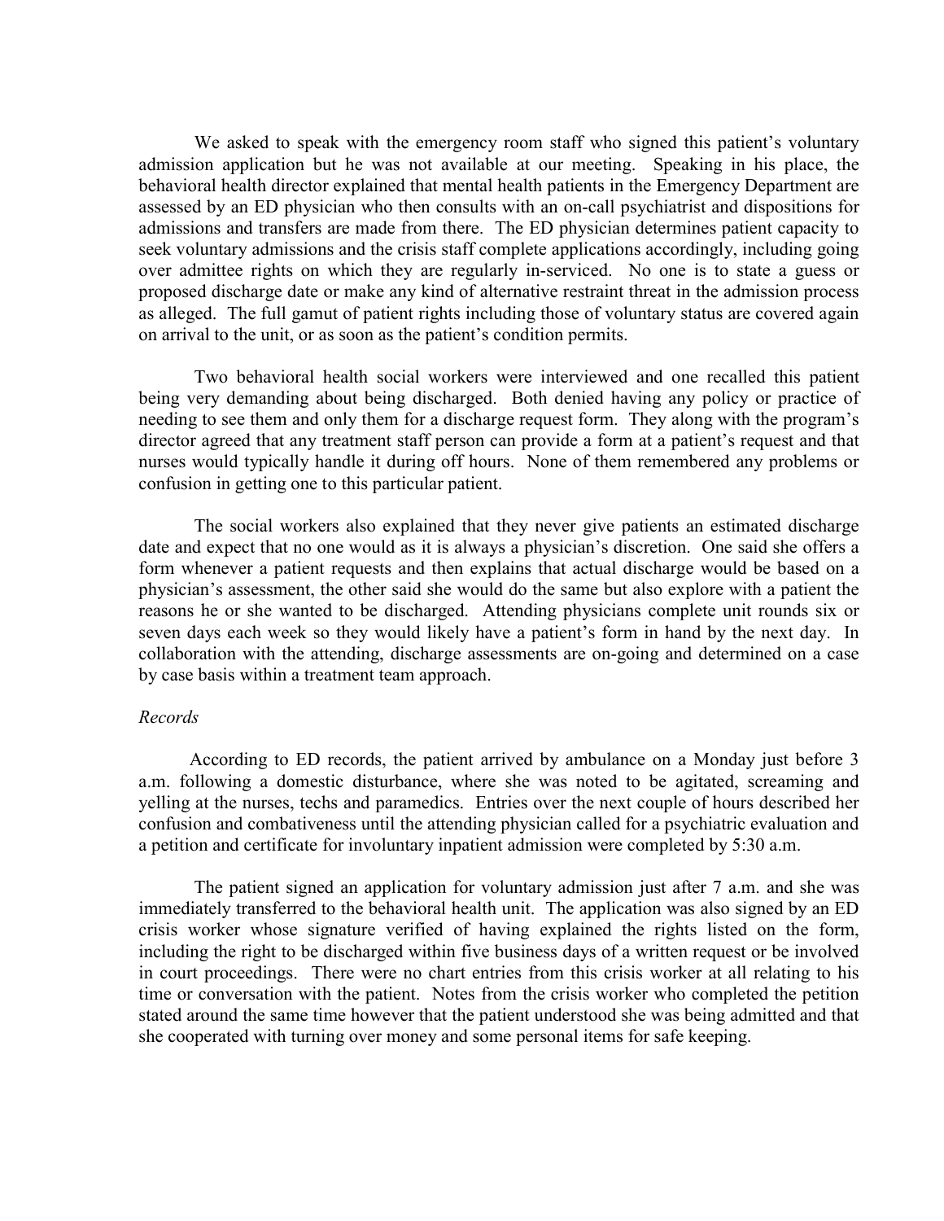We asked to speak with the emergency room staff who signed this patient's voluntary admission application but he was not available at our meeting. Speaking in his place, the behavioral health director explained that mental health patients in the Emergency Department are assessed by an ED physician who then consults with an on-call psychiatrist and dispositions for admissions and transfers are made from there. The ED physician determines patient capacity to seek voluntary admissions and the crisis staff complete applications accordingly, including going over admittee rights on which they are regularly in-serviced. No one is to state a guess or proposed discharge date or make any kind of alternative restraint threat in the admission process as alleged. The full gamut of patient rights including those of voluntary status are covered again on arrival to the unit, or as soon as the patient's condition permits.

Two behavioral health social workers were interviewed and one recalled this patient being very demanding about being discharged. Both denied having any policy or practice of needing to see them and only them for a discharge request form. They along with the program's director agreed that any treatment staff person can provide a form at a patient's request and that nurses would typically handle it during off hours. None of them remembered any problems or confusion in getting one to this particular patient.

The social workers also explained that they never give patients an estimated discharge date and expect that no one would as it is always a physician's discretion. One said she offers a form whenever a patient requests and then explains that actual discharge would be based on a physician's assessment, the other said she would do the same but also explore with a patient the reasons he or she wanted to be discharged. Attending physicians complete unit rounds six or seven days each week so they would likely have a patient's form in hand by the next day. In collaboration with the attending, discharge assessments are on-going and determined on a case by case basis within a treatment team approach.

*Records*

According to ED records, the patient arrived by ambulance on a Monday just before 3 a.m. following a domestic disturbance, where she was noted to be agitated, screaming and yelling at the nurses, techs and paramedics. Entries over the next couple of hours described her confusion and combativeness until the attending physician called for a psychiatric evaluation and a petition and certificate for involuntary inpatient admission were completed by 5:30 a.m.

The patient signed an application for voluntary admission just after 7 a.m. and she was immediately transferred to the behavioral health unit. The application was also signed by an ED crisis worker whose signature verified of having explained the rights listed on the form, including the right to be discharged within five business days of a written request or be involved in court proceedings. There were no chart entries from this crisis worker at all relating to his time or conversation with the patient. Notes from the crisis worker who completed the petition stated around the same time however that the patient understood she was being admitted and that she cooperated with turning over money and some personal items for safe keeping.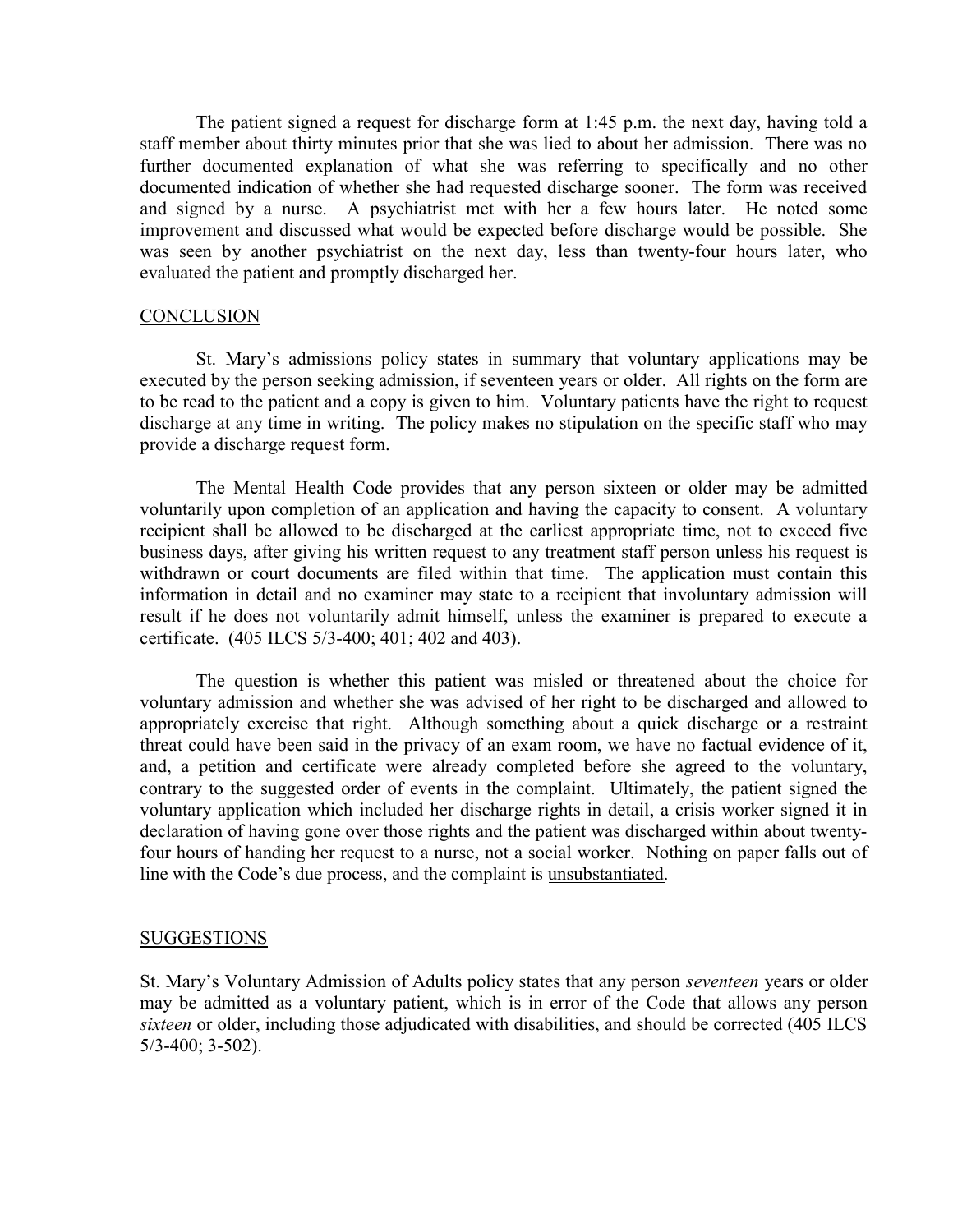The patient signed a request for discharge form at 1:45 p.m. the next day, having told a staff member about thirty minutes prior that she was lied to about her admission. There was no further documented explanation of what she was referring to specifically and no other documented indication of whether she had requested discharge sooner. The form was received and signed by a nurse. A psychiatrist met with her a few hours later. He noted some improvement and discussed what would be expected before discharge would be possible. She was seen by another psychiatrist on the next day, less than twenty-four hours later, who evaluated the patient and promptly discharged her.

## CONCLUSION

St. Mary's admissions policy states in summary that voluntary applications may be executed by the person seeking admission, if seventeen years or older. All rights on the form are to be read to the patient and a copy is given to him. Voluntary patients have the right to request discharge at any time in writing. The policy makes no stipulation on the specific staff who may provide a discharge request form.

The Mental Health Code provides that any person sixteen or older may be admitted voluntarily upon completion of an application and having the capacity to consent. A voluntary recipient shall be allowed to be discharged at the earliest appropriate time, not to exceed five business days, after giving his written request to any treatment staff person unless his request is withdrawn or court documents are filed within that time. The application must contain this information in detail and no examiner may state to a recipient that involuntary admission will result if he does not voluntarily admit himself, unless the examiner is prepared to execute a certificate. (405 ILCS 5/3-400; 401; 402 and 403).

The question is whether this patient was misled or threatened about the choice for voluntary admission and whether she was advised of her right to be discharged and allowed to appropriately exercise that right. Although something about a quick discharge or a restraint threat could have been said in the privacy of an exam room, we have no factual evidence of it, and, a petition and certificate were already completed before she agreed to the voluntary, contrary to the suggested order of events in the complaint. Ultimately, the patient signed the voluntary application which included her discharge rights in detail, a crisis worker signed it in declaration of having gone over those rights and the patient was discharged within about twenty-four hours of handing her request to a nurse, not a social worker. Nothing on paper falls out of line with the Code's due process, and the complaint is unsubstantiated.

## SUGGESTIONS

St. Mary's Voluntary Admission of Adults policy states that any person *seventeen* years or older may be admitted as a voluntary patient, which is in error of the Code that allows any person *sixteen* or older, including those adjudicated with disabilities, and should be corrected (405 ILCS 5/3-400; 3-502).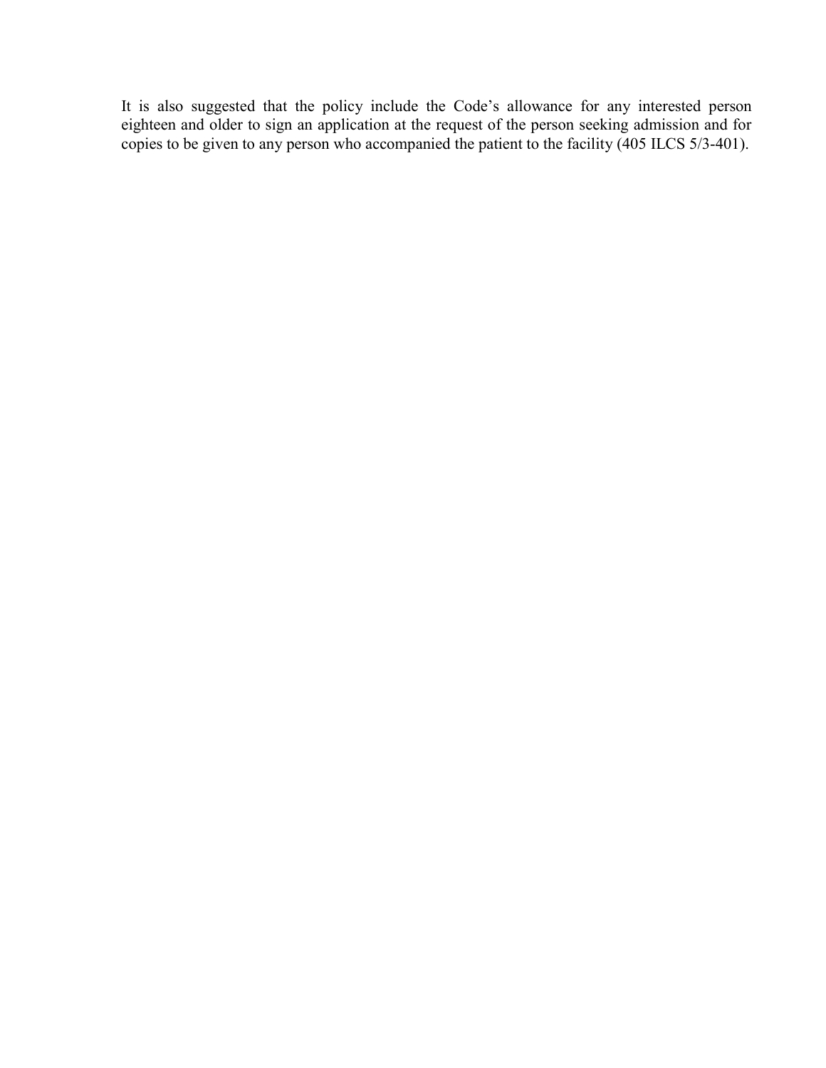It is also suggested that the policy include the Code's allowance for any interested person eighteen and older to sign an application at the request of the person seeking admission and for copies to be given to any person who accompanied the patient to the facility (405 ILCS 5/3-401).